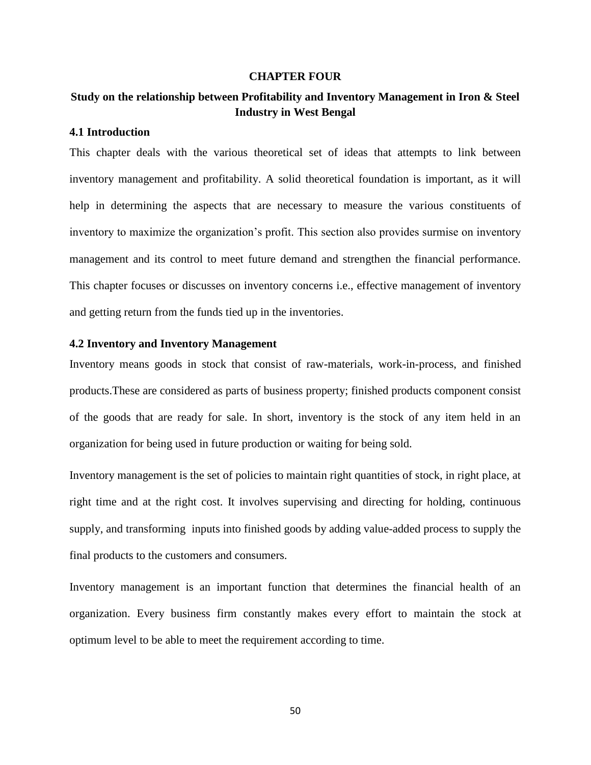# CHAPTER FOUR

## Study on the relationship between Profitability and Inventory Management in Iron & Steel Industry in West Bengal

### 4.1 Introduction

This chapter deals with the various theoretical set of ideas that attempts to link between inventory management and profitability. A solid theoretical foundation is important, as it will help in determining the aspects that are necessary to measure the various constituents of inventory to maximize the organization's profit. This section also provides surmise on inventory management and its control to meet future demand and strengthen the financial performance. This chapter focuses or discusses on inventory concerns i.e., effective management of inventory and getting return from the funds tied up in the inventories.

### 4.2 Inventory and Inventory Management

Inventory means goods in stock that consist of raw-materials, work-in-process, and finished products.These are considered as parts of business property; finished products component consist of the goods that are ready for sale. In short, inventory is the stock of any item held in an organization for being used in future production or waiting for being sold.

Inventory management is the set of policies to maintain right quantities of stock, in right place, at right time and at the right cost. It involves supervising and directing for holding, continuous supply, and transforming inputs into finished goods by adding value-added process to supply the final products to the customers and consumers.

Inventory management is an important function that determines the financial health of an organization. Every business firm constantly makes every effort to maintain the stock at optimum level to be able to meet the requirement according to time.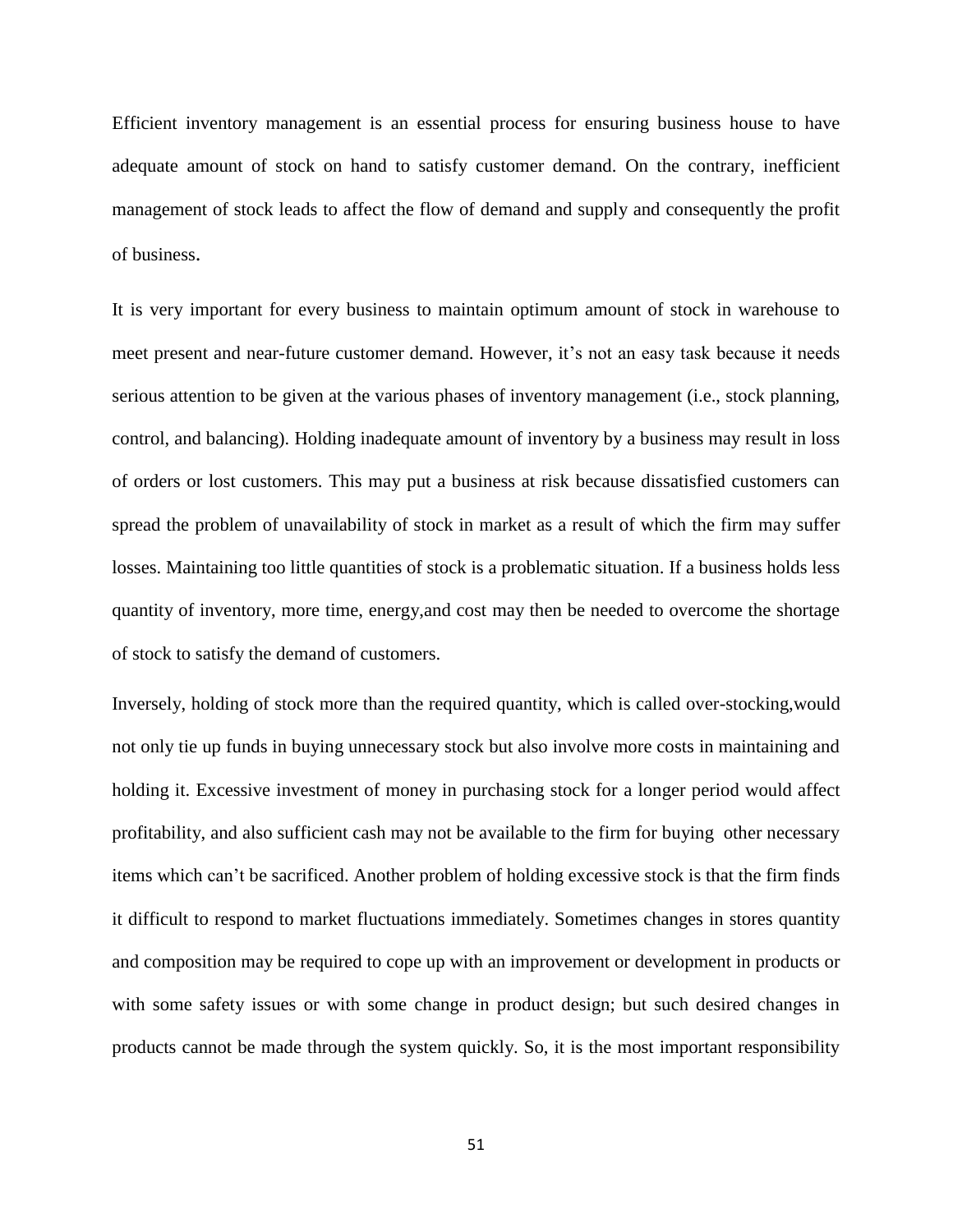Efficient inventory management is an essential process for ensuring business house to have adequate amount of stock on hand to satisfy customer demand. On the contrary, inefficient management of stock leads to affect the flow of demand and supply and consequently the profit of business.

It is very important for every business to maintain optimum amount of stock in warehouse to meet present and near-future customer demand. However, it's not an easy task because it needs serious attention to be given at the various phases of inventory management (i.e., stock planning, control, and balancing). Holding inadequate amount of inventory by a business may result in loss of orders or lost customers. This may put a business at risk because dissatisfied customers can spread the problem of unavailability of stock in market as a result of which the firm may suffer losses. Maintaining too little quantities of stock is a problematic situation. If a business holds less quantity of inventory, more time, energy,and cost may then be needed to overcome the shortage of stock to satisfy the demand of customers.

Inversely, holding of stock more than the required quantity, which is called over-stocking,would not only tie up funds in buying unnecessary stock but also involve more costs in maintaining and holding it. Excessive investment of money in purchasing stock for a longer period would affect profitability, and also sufficient cash may not be available to the firm for buying other necessary items which can't be sacrificed. Another problem of holding excessive stock is that the firm finds it difficult to respond to market fluctuations immediately. Sometimes changes in stores quantity and composition may be required to cope up with an improvement or development in products or with some safety issues or with some change in product design; but such desired changes in products cannot be made through the system quickly. So, it is the most important responsibility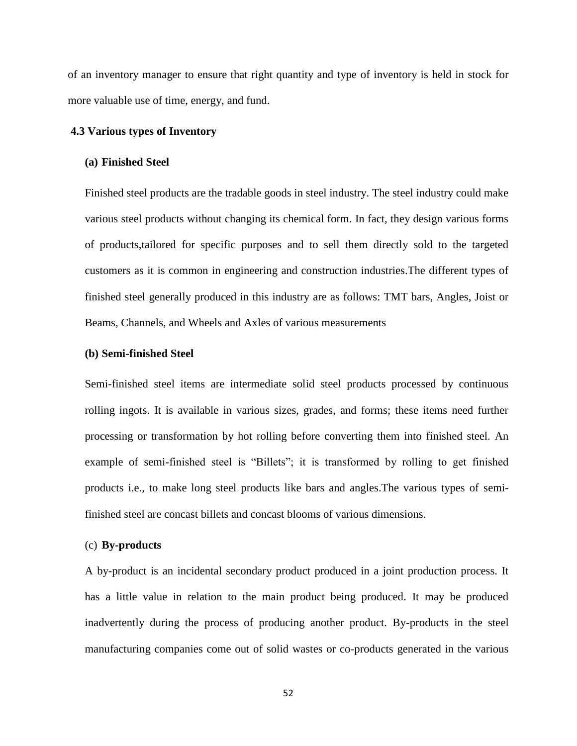of an inventory manager to ensure that right quantity and type of inventory is held in stock for more valuable use of time, energy, and fund.

### 4.3 Various types of Inventory

**(a) Finished Steel**

Finished steel products are the tradable goods in steel industry. The steel industry could make various steel products without changing its chemical form. In fact, they design various forms of products,tailored for specific purposes and to sell them directly sold to the targeted customers as it is common in engineering and construction industries.The different types of finished steel generally produced in this industry are as follows: TMT bars, Angles, Joist or Beams, Channels, and Wheels and Axles of various measurements

**(b) Semi-finished Steel**

Semi-finished steel items are intermediate solid steel products processed by continuous rolling ingots. It is available in various sizes, grades, and forms; these items need further processing or transformation by hot rolling before converting them into finished steel. An example of semi-finished steel is "Billets"; it is transformed by rolling to get finished products i.e., to make long steel products like bars and angles.The various types of semi-finished steel are concast billets and concast blooms of various dimensions.

(c) **By-products**

A by-product is an incidental secondary product produced in a joint production process. It has a little value in relation to the main product being produced. It may be produced inadvertently during the process of producing another product. By-products in the steel manufacturing companies come out of solid wastes or co-products generated in the various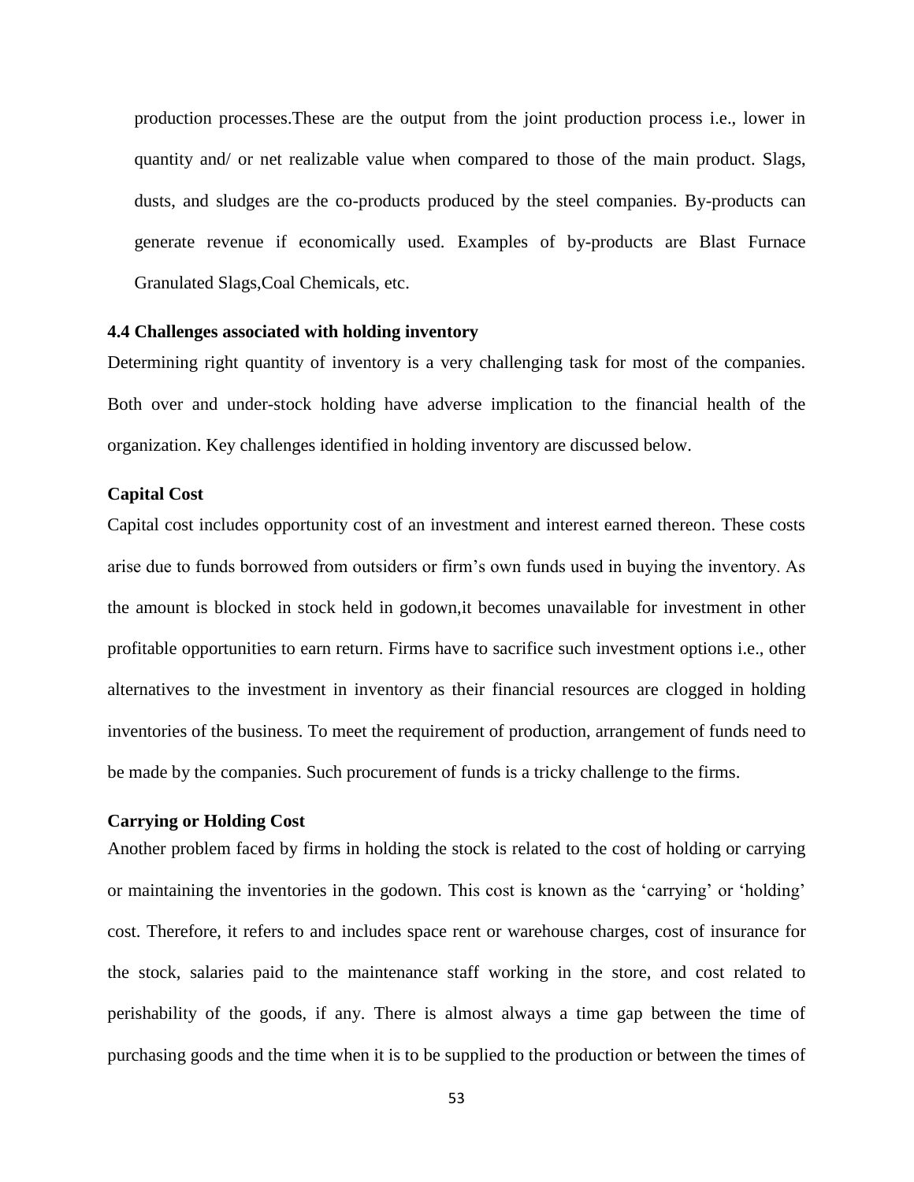production processes.These are the output from the joint production process i.e., lower in quantity and/ or net realizable value when compared to those of the main product. Slags, dusts, and sludges are the co-products produced by the steel companies. By-products can generate revenue if economically used. Examples of by-products are Blast Furnace Granulated Slags,Coal Chemicals, etc.

### 4.4 Challenges associated with holding inventory

Determining right quantity of inventory is a very challenging task for most of the companies. Both over and under-stock holding have adverse implication to the financial health of the organization. Key challenges identified in holding inventory are discussed below.

**Capital Cost**

Capital cost includes opportunity cost of an investment and interest earned thereon. These costs arise due to funds borrowed from outsiders or firm's own funds used in buying the inventory. As the amount is blocked in stock held in godown,it becomes unavailable for investment in other profitable opportunities to earn return. Firms have to sacrifice such investment options i.e., other alternatives to the investment in inventory as their financial resources are clogged in holding inventories of the business. To meet the requirement of production, arrangement of funds need to be made by the companies. Such procurement of funds is a tricky challenge to the firms.

**Carrying or Holding Cost**

Another problem faced by firms in holding the stock is related to the cost of holding or carrying or maintaining the inventories in the godown. This cost is known as the 'carrying' or 'holding' cost. Therefore, it refers to and includes space rent or warehouse charges, cost of insurance for the stock, salaries paid to the maintenance staff working in the store, and cost related to perishability of the goods, if any. There is almost always a time gap between the time of purchasing goods and the time when it is to be supplied to the production or between the times of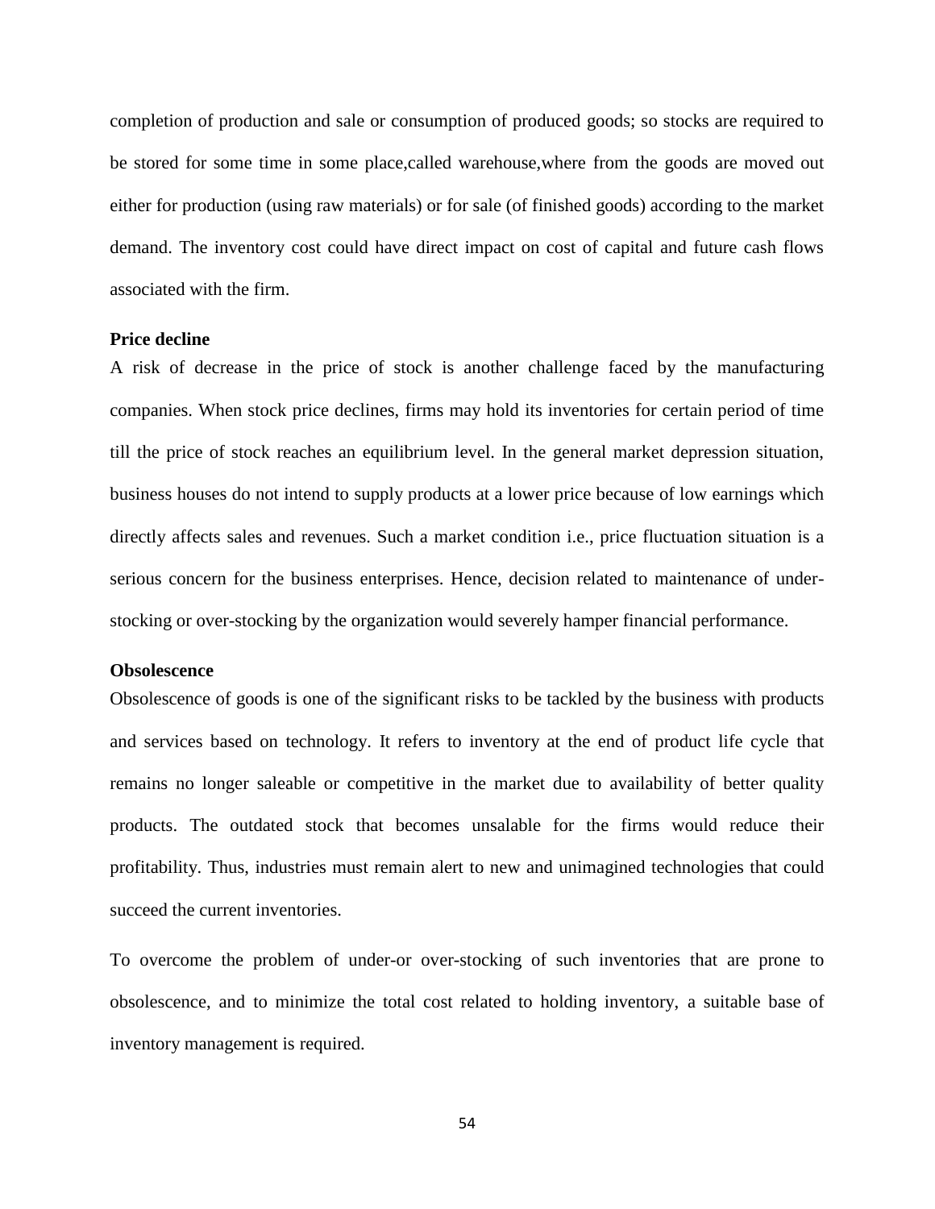completion of production and sale or consumption of produced goods; so stocks are required to be stored for some time in some place,called warehouse,where from the goods are moved out either for production (using raw materials) or for sale (of finished goods) according to the market demand. The inventory cost could have direct impact on cost of capital and future cash flows associated with the firm.

**Price decline**

A risk of decrease in the price of stock is another challenge faced by the manufacturing companies. When stock price declines, firms may hold its inventories for certain period of time till the price of stock reaches an equilibrium level. In the general market depression situation, business houses do not intend to supply products at a lower price because of low earnings which directly affects sales and revenues. Such a market condition i.e., price fluctuation situation is a serious concern for the business enterprises. Hence, decision related to maintenance of under-stocking or over-stocking by the organization would severely hamper financial performance.

**Obsolescence**

Obsolescence of goods is one of the significant risks to be tackled by the business with products and services based on technology. It refers to inventory at the end of product life cycle that remains no longer saleable or competitive in the market due to availability of better quality products. The outdated stock that becomes unsalable for the firms would reduce their profitability. Thus, industries must remain alert to new and unimagined technologies that could succeed the current inventories.

To overcome the problem of under-or over-stocking of such inventories that are prone to obsolescence, and to minimize the total cost related to holding inventory, a suitable base of inventory management is required.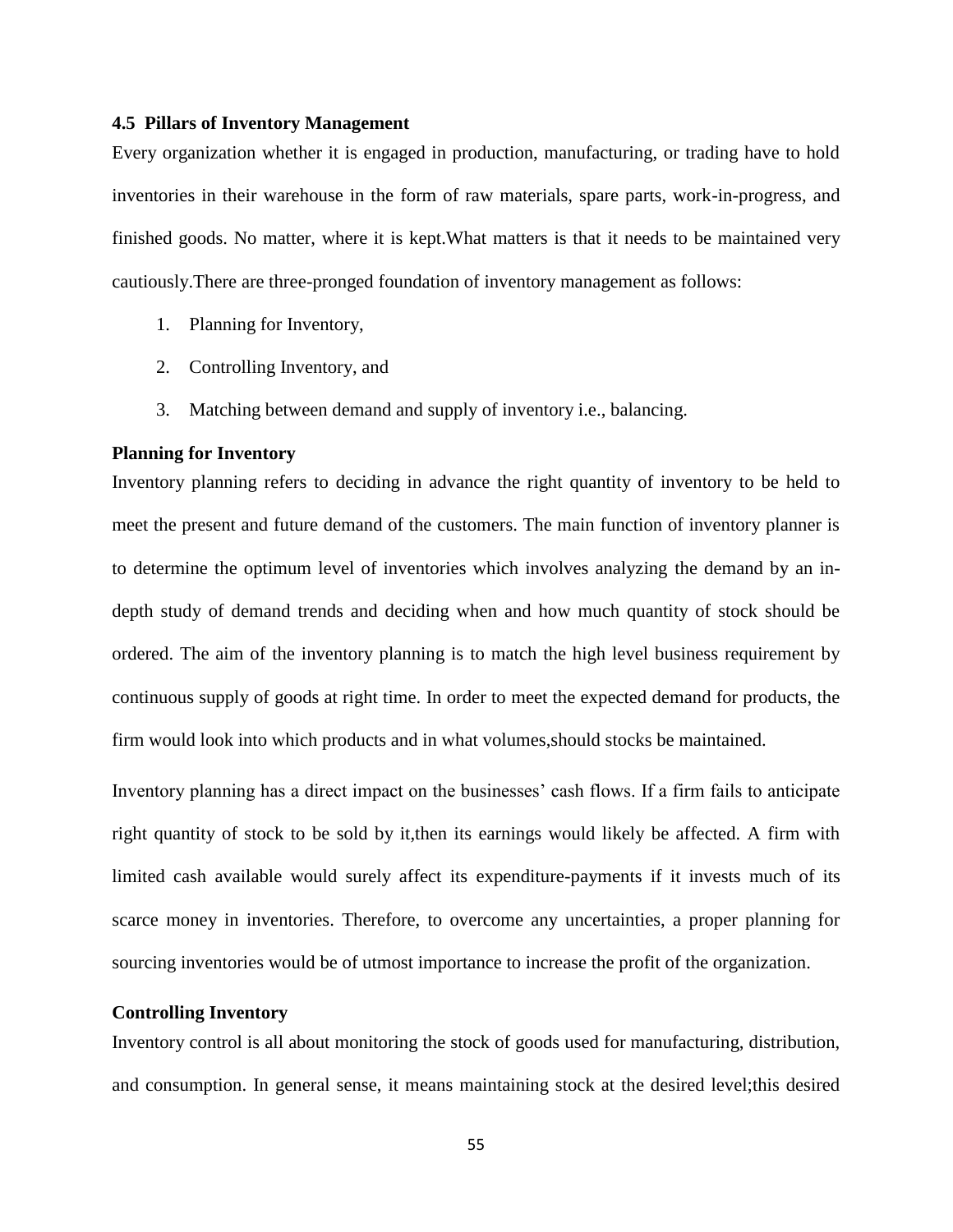### 4.5 Pillars of Inventory Management

Every organization whether it is engaged in production, manufacturing, or trading have to hold inventories in their warehouse in the form of raw materials, spare parts, work-in-progress, and finished goods. No matter, where it is kept.What matters is that it needs to be maintained very cautiously.There are three-pronged foundation of inventory management as follows:

1. Planning for Inventory,
2. Controlling Inventory, and
3. Matching between demand and supply of inventory i.e., balancing.

**Planning for Inventory**

Inventory planning refers to deciding in advance the right quantity of inventory to be held to meet the present and future demand of the customers. The main function of inventory planner is to determine the optimum level of inventories which involves analyzing the demand by an in-depth study of demand trends and deciding when and how much quantity of stock should be ordered. The aim of the inventory planning is to match the high level business requirement by continuous supply of goods at right time. In order to meet the expected demand for products, the firm would look into which products and in what volumes,should stocks be maintained.

Inventory planning has a direct impact on the businesses' cash flows. If a firm fails to anticipate right quantity of stock to be sold by it,then its earnings would likely be affected. A firm with limited cash available would surely affect its expenditure-payments if it invests much of its scarce money in inventories. Therefore, to overcome any uncertainties, a proper planning for sourcing inventories would be of utmost importance to increase the profit of the organization.

**Controlling Inventory**

Inventory control is all about monitoring the stock of goods used for manufacturing, distribution, and consumption. In general sense, it means maintaining stock at the desired level;this desired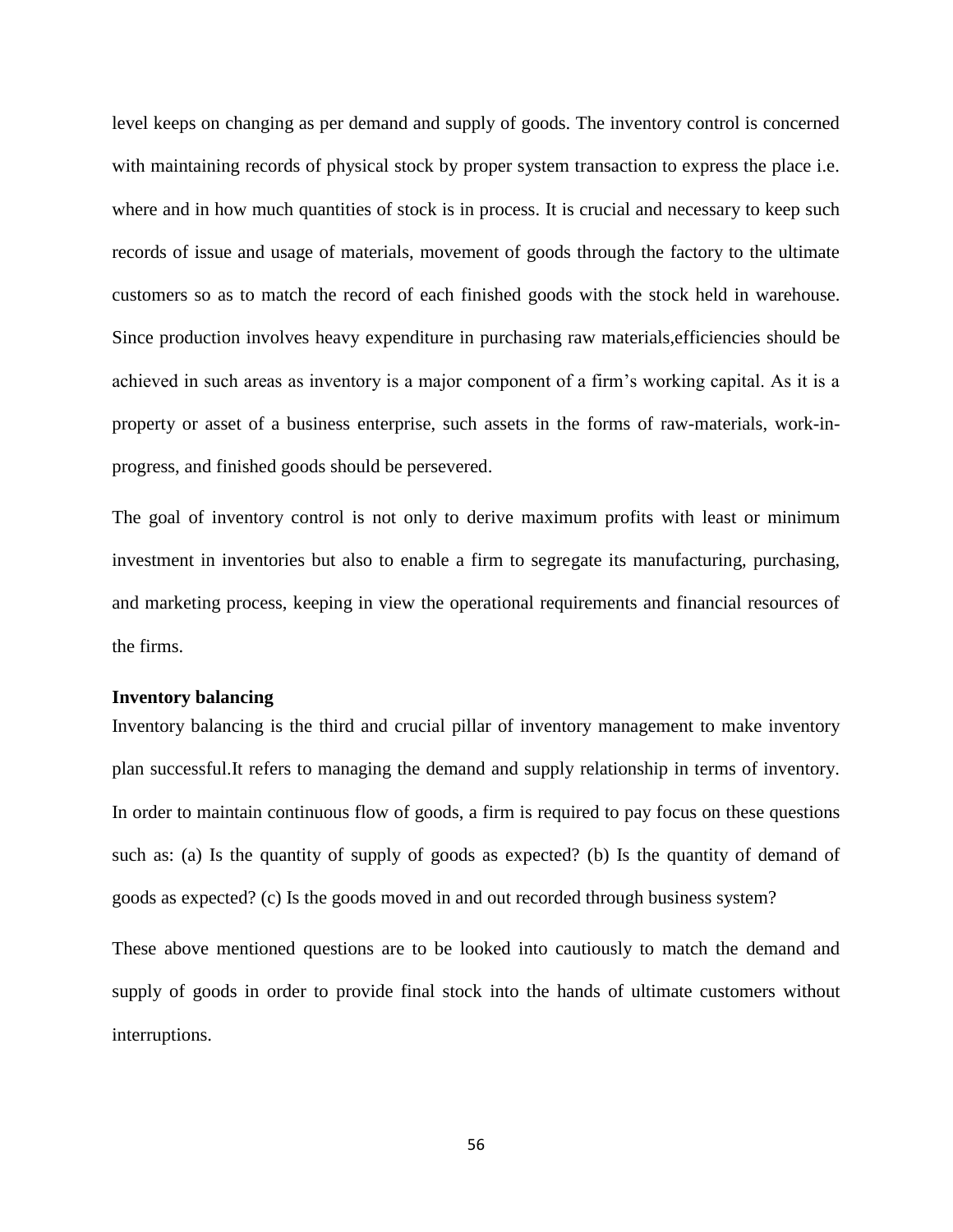level keeps on changing as per demand and supply of goods. The inventory control is concerned with maintaining records of physical stock by proper system transaction to express the place i.e. where and in how much quantities of stock is in process. It is crucial and necessary to keep such records of issue and usage of materials, movement of goods through the factory to the ultimate customers so as to match the record of each finished goods with the stock held in warehouse. Since production involves heavy expenditure in purchasing raw materials,efficiencies should be achieved in such areas as inventory is a major component of a firm's working capital. As it is a property or asset of a business enterprise, such assets in the forms of raw-materials, work-in-progress, and finished goods should be persevered.

The goal of inventory control is not only to derive maximum profits with least or minimum investment in inventories but also to enable a firm to segregate its manufacturing, purchasing, and marketing process, keeping in view the operational requirements and financial resources of the firms.

**Inventory balancing**

Inventory balancing is the third and crucial pillar of inventory management to make inventory plan successful.It refers to managing the demand and supply relationship in terms of inventory. In order to maintain continuous flow of goods, a firm is required to pay focus on these questions such as: (a) Is the quantity of supply of goods as expected? (b) Is the quantity of demand of goods as expected? (c) Is the goods moved in and out recorded through business system?

These above mentioned questions are to be looked into cautiously to match the demand and supply of goods in order to provide final stock into the hands of ultimate customers without interruptions.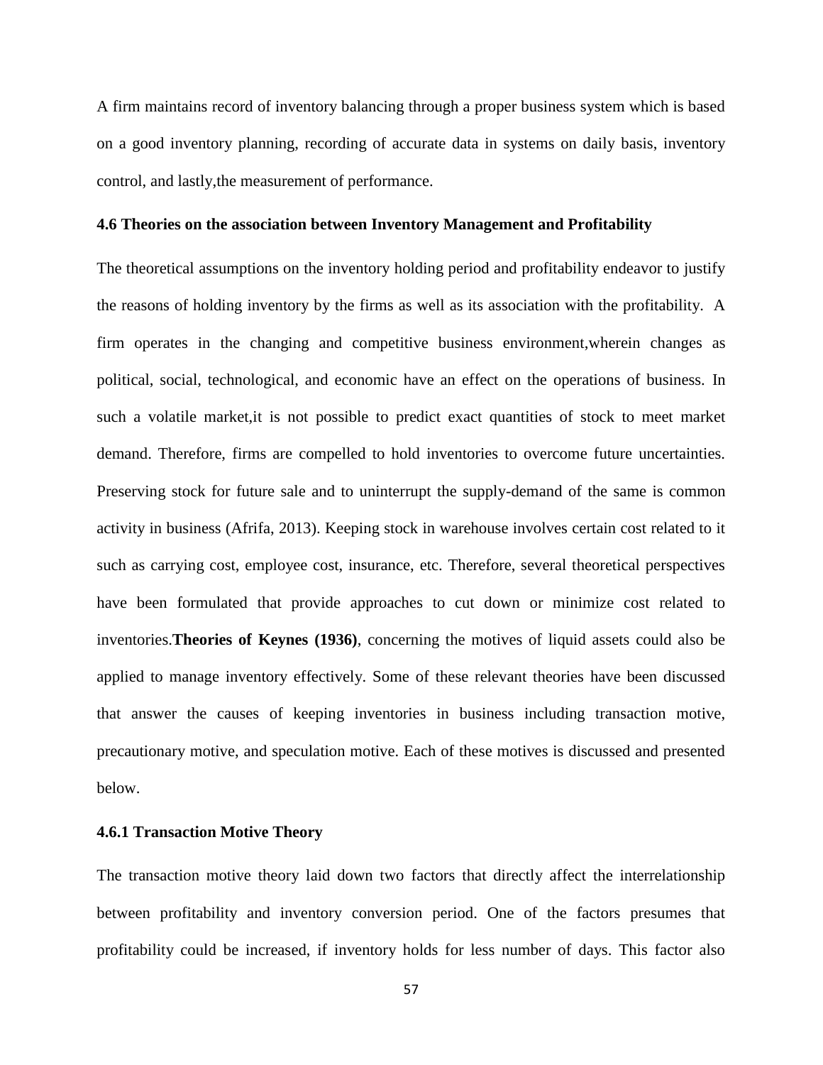A firm maintains record of inventory balancing through a proper business system which is based on a good inventory planning, recording of accurate data in systems on daily basis, inventory control, and lastly,the measurement of performance.

### 4.6 Theories on the association between Inventory Management and Profitability

The theoretical assumptions on the inventory holding period and profitability endeavor to justify the reasons of holding inventory by the firms as well as its association with the profitability. A firm operates in the changing and competitive business environment,wherein changes as political, social, technological, and economic have an effect on the operations of business. In such a volatile market,it is not possible to predict exact quantities of stock to meet market demand. Therefore, firms are compelled to hold inventories to overcome future uncertainties. Preserving stock for future sale and to uninterrupt the supply-demand of the same is common activity in business (Afrifa, 2013). Keeping stock in warehouse involves certain cost related to it such as carrying cost, employee cost, insurance, etc. Therefore, several theoretical perspectives have been formulated that provide approaches to cut down or minimize cost related to inventories.**Theories of Keynes (1936)**, concerning the motives of liquid assets could also be applied to manage inventory effectively. Some of these relevant theories have been discussed that answer the causes of keeping inventories in business including transaction motive, precautionary motive, and speculation motive. Each of these motives is discussed and presented below.

#### 4.6.1 Transaction Motive Theory

The transaction motive theory laid down two factors that directly affect the interrelationship between profitability and inventory conversion period. One of the factors presumes that profitability could be increased, if inventory holds for less number of days. This factor also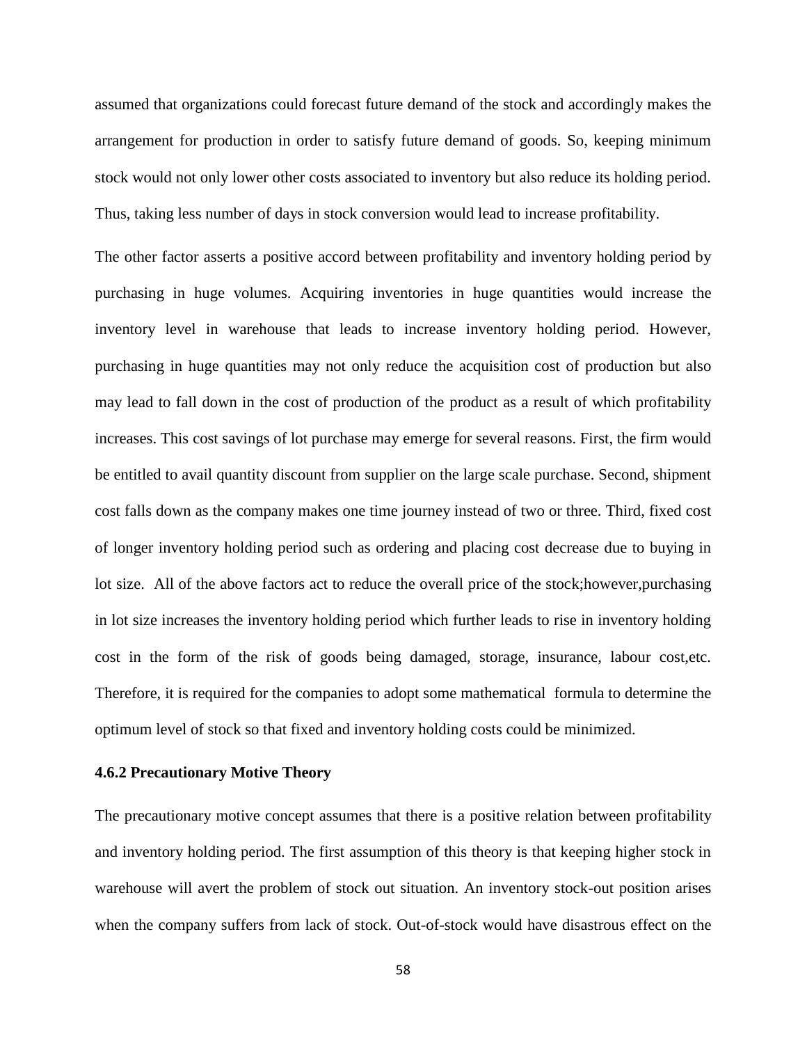assumed that organizations could forecast future demand of the stock and accordingly makes the arrangement for production in order to satisfy future demand of goods. So, keeping minimum stock would not only lower other costs associated to inventory but also reduce its holding period. Thus, taking less number of days in stock conversion would lead to increase profitability.

The other factor asserts a positive accord between profitability and inventory holding period by purchasing in huge volumes. Acquiring inventories in huge quantities would increase the inventory level in warehouse that leads to increase inventory holding period. However, purchasing in huge quantities may not only reduce the acquisition cost of production but also may lead to fall down in the cost of production of the product as a result of which profitability increases. This cost savings of lot purchase may emerge for several reasons. First, the firm would be entitled to avail quantity discount from supplier on the large scale purchase. Second, shipment cost falls down as the company makes one time journey instead of two or three. Third, fixed cost of longer inventory holding period such as ordering and placing cost decrease due to buying in lot size. All of the above factors act to reduce the overall price of the stock;however,purchasing in lot size increases the inventory holding period which further leads to rise in inventory holding cost in the form of the risk of goods being damaged, storage, insurance, labour cost,etc. Therefore, it is required for the companies to adopt some mathematical formula to determine the optimum level of stock so that fixed and inventory holding costs could be minimized.

### 4.6.2 Precautionary Motive Theory

The precautionary motive concept assumes that there is a positive relation between profitability and inventory holding period. The first assumption of this theory is that keeping higher stock in warehouse will avert the problem of stock out situation. An inventory stock-out position arises when the company suffers from lack of stock. Out-of-stock would have disastrous effect on the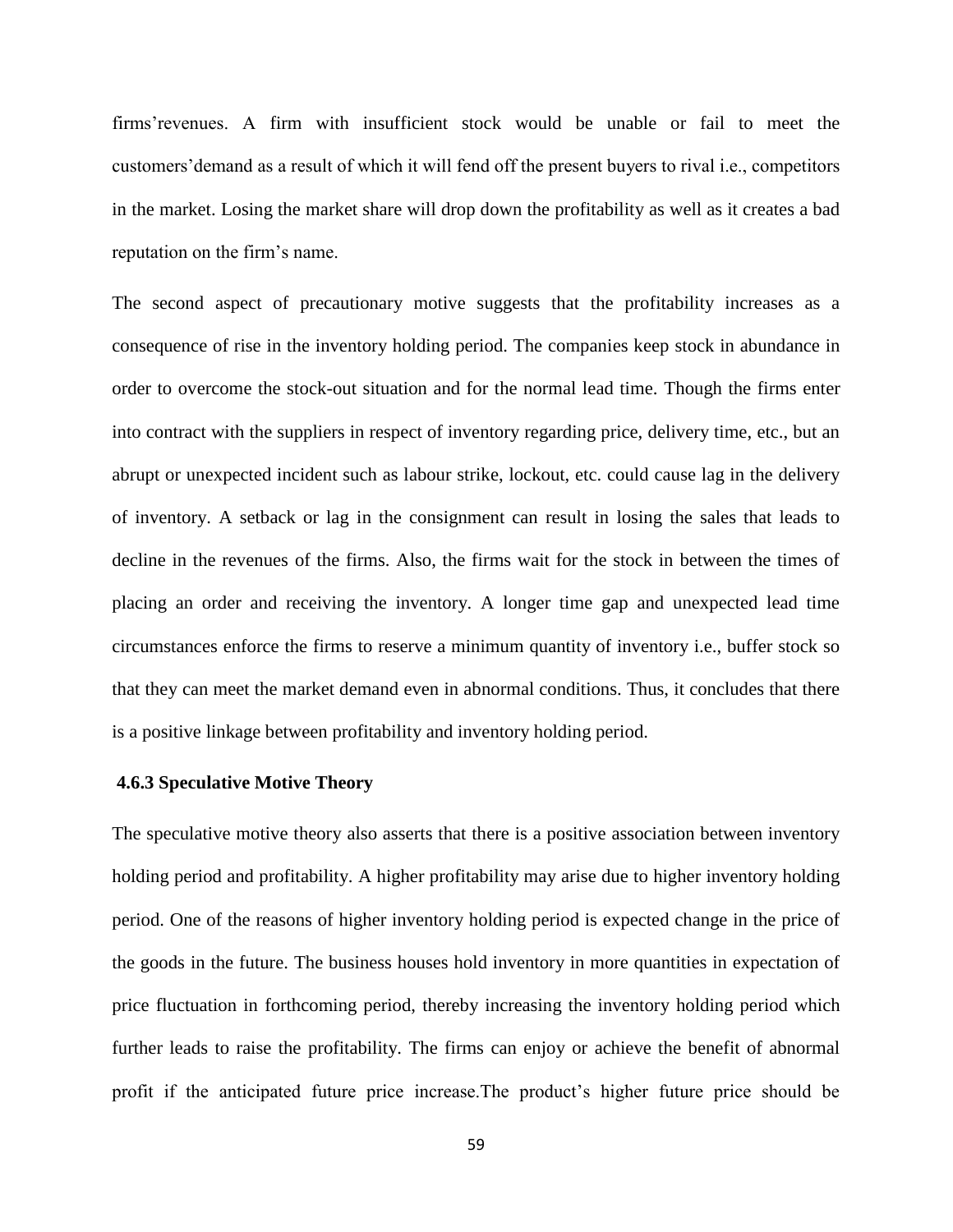firms'revenues. A firm with insufficient stock would be unable or fail to meet the customers'demand as a result of which it will fend off the present buyers to rival i.e., competitors in the market. Losing the market share will drop down the profitability as well as it creates a bad reputation on the firm's name.

The second aspect of precautionary motive suggests that the profitability increases as a consequence of rise in the inventory holding period. The companies keep stock in abundance in order to overcome the stock-out situation and for the normal lead time. Though the firms enter into contract with the suppliers in respect of inventory regarding price, delivery time, etc., but an abrupt or unexpected incident such as labour strike, lockout, etc. could cause lag in the delivery of inventory. A setback or lag in the consignment can result in losing the sales that leads to decline in the revenues of the firms. Also, the firms wait for the stock in between the times of placing an order and receiving the inventory. A longer time gap and unexpected lead time circumstances enforce the firms to reserve a minimum quantity of inventory i.e., buffer stock so that they can meet the market demand even in abnormal conditions. Thus, it concludes that there is a positive linkage between profitability and inventory holding period.

### 4.6.3 Speculative Motive Theory

The speculative motive theory also asserts that there is a positive association between inventory holding period and profitability. A higher profitability may arise due to higher inventory holding period. One of the reasons of higher inventory holding period is expected change in the price of the goods in the future. The business houses hold inventory in more quantities in expectation of price fluctuation in forthcoming period, thereby increasing the inventory holding period which further leads to raise the profitability. The firms can enjoy or achieve the benefit of abnormal profit if the anticipated future price increase.The product's higher future price should be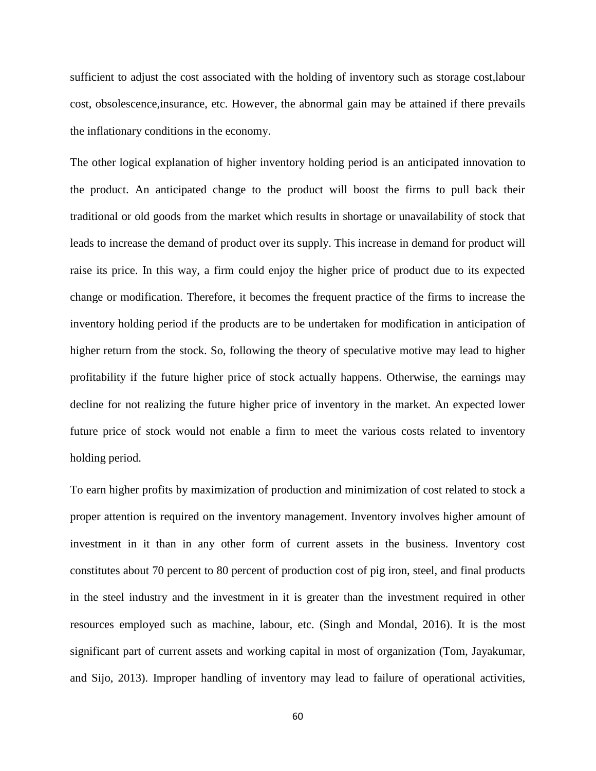sufficient to adjust the cost associated with the holding of inventory such as storage cost,labour cost, obsolescence,insurance, etc. However, the abnormal gain may be attained if there prevails the inflationary conditions in the economy.

The other logical explanation of higher inventory holding period is an anticipated innovation to the product. An anticipated change to the product will boost the firms to pull back their traditional or old goods from the market which results in shortage or unavailability of stock that leads to increase the demand of product over its supply. This increase in demand for product will raise its price. In this way, a firm could enjoy the higher price of product due to its expected change or modification. Therefore, it becomes the frequent practice of the firms to increase the inventory holding period if the products are to be undertaken for modification in anticipation of higher return from the stock. So, following the theory of speculative motive may lead to higher profitability if the future higher price of stock actually happens. Otherwise, the earnings may decline for not realizing the future higher price of inventory in the market. An expected lower future price of stock would not enable a firm to meet the various costs related to inventory holding period.

To earn higher profits by maximization of production and minimization of cost related to stock a proper attention is required on the inventory management. Inventory involves higher amount of investment in it than in any other form of current assets in the business. Inventory cost constitutes about 70 percent to 80 percent of production cost of pig iron, steel, and final products in the steel industry and the investment in it is greater than the investment required in other resources employed such as machine, labour, etc. (Singh and Mondal, 2016). It is the most significant part of current assets and working capital in most of organization (Tom, Jayakumar, and Sijo, 2013). Improper handling of inventory may lead to failure of operational activities,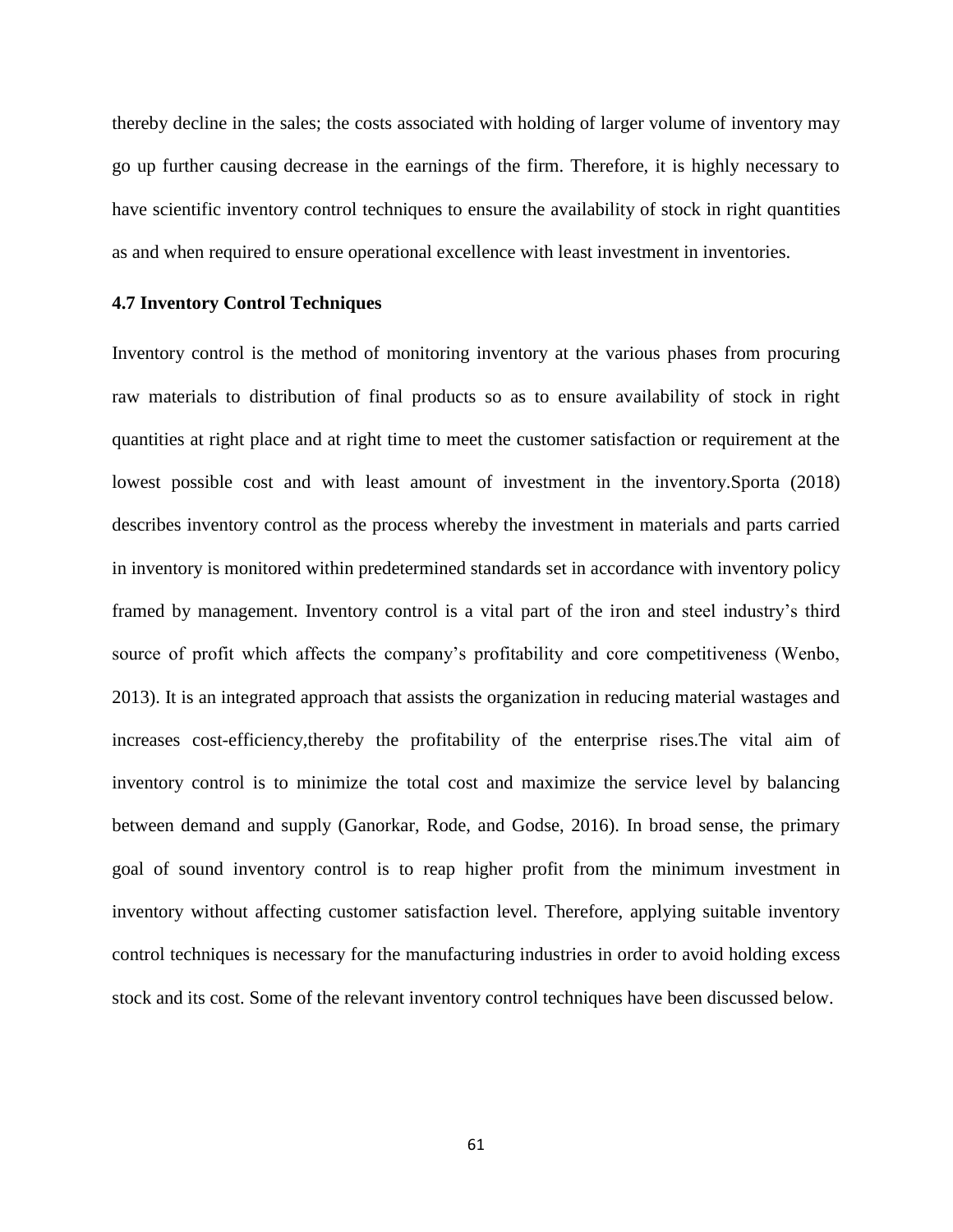thereby decline in the sales; the costs associated with holding of larger volume of inventory may go up further causing decrease in the earnings of the firm. Therefore, it is highly necessary to have scientific inventory control techniques to ensure the availability of stock in right quantities as and when required to ensure operational excellence with least investment in inventories.

### 4.7 Inventory Control Techniques

Inventory control is the method of monitoring inventory at the various phases from procuring raw materials to distribution of final products so as to ensure availability of stock in right quantities at right place and at right time to meet the customer satisfaction or requirement at the lowest possible cost and with least amount of investment in the inventory.Sporta (2018) describes inventory control as the process whereby the investment in materials and parts carried in inventory is monitored within predetermined standards set in accordance with inventory policy framed by management. Inventory control is a vital part of the iron and steel industry's third source of profit which affects the company's profitability and core competitiveness (Wenbo, 2013). It is an integrated approach that assists the organization in reducing material wastages and increases cost-efficiency,thereby the profitability of the enterprise rises.The vital aim of inventory control is to minimize the total cost and maximize the service level by balancing between demand and supply (Ganorkar, Rode, and Godse, 2016). In broad sense, the primary goal of sound inventory control is to reap higher profit from the minimum investment in inventory without affecting customer satisfaction level. Therefore, applying suitable inventory control techniques is necessary for the manufacturing industries in order to avoid holding excess stock and its cost. Some of the relevant inventory control techniques have been discussed below.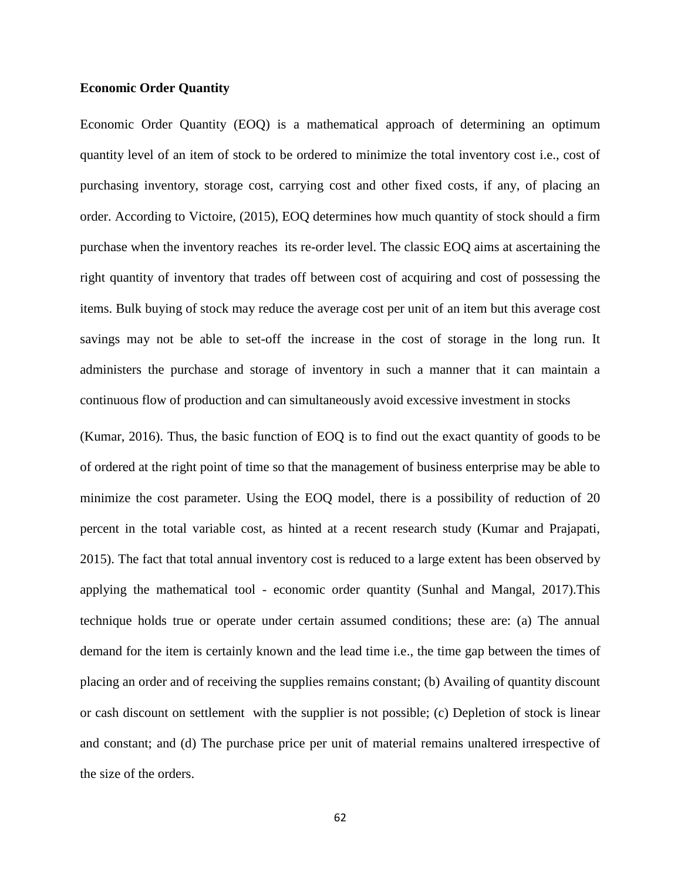**Economic Order Quantity**

Economic Order Quantity (EOQ) is a mathematical approach of determining an optimum quantity level of an item of stock to be ordered to minimize the total inventory cost i.e., cost of purchasing inventory, storage cost, carrying cost and other fixed costs, if any, of placing an order. According to Victoire, (2015), EOQ determines how much quantity of stock should a firm purchase when the inventory reaches its re-order level. The classic EOQ aims at ascertaining the right quantity of inventory that trades off between cost of acquiring and cost of possessing the items. Bulk buying of stock may reduce the average cost per unit of an item but this average cost savings may not be able to set-off the increase in the cost of storage in the long run. It administers the purchase and storage of inventory in such a manner that it can maintain a continuous flow of production and can simultaneously avoid excessive investment in stocks

(Kumar, 2016). Thus, the basic function of EOQ is to find out the exact quantity of goods to be of ordered at the right point of time so that the management of business enterprise may be able to minimize the cost parameter. Using the EOQ model, there is a possibility of reduction of 20 percent in the total variable cost, as hinted at a recent research study (Kumar and Prajapati, 2015). The fact that total annual inventory cost is reduced to a large extent has been observed by applying the mathematical tool - economic order quantity (Sunhal and Mangal, 2017).This technique holds true or operate under certain assumed conditions; these are: (a) The annual demand for the item is certainly known and the lead time i.e., the time gap between the times of placing an order and of receiving the supplies remains constant; (b) Availing of quantity discount or cash discount on settlement with the supplier is not possible; (c) Depletion of stock is linear and constant; and (d) The purchase price per unit of material remains unaltered irrespective of the size of the orders.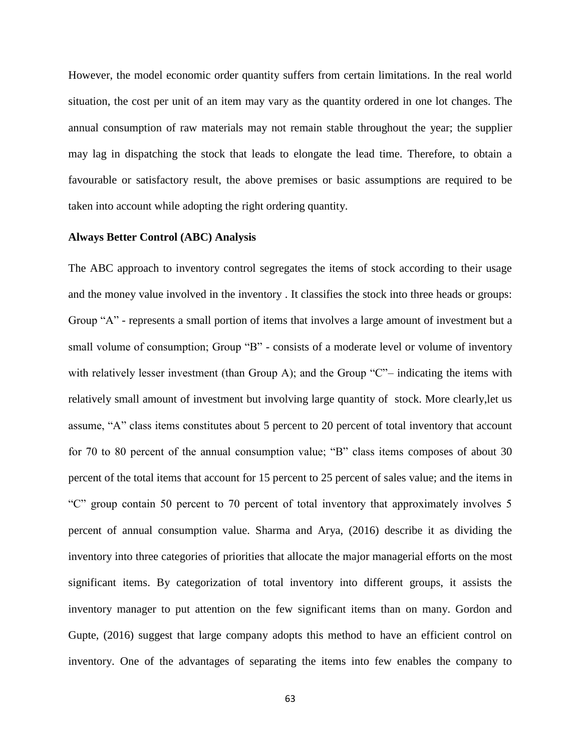However, the model economic order quantity suffers from certain limitations. In the real world situation, the cost per unit of an item may vary as the quantity ordered in one lot changes. The annual consumption of raw materials may not remain stable throughout the year; the supplier may lag in dispatching the stock that leads to elongate the lead time. Therefore, to obtain a favourable or satisfactory result, the above premises or basic assumptions are required to be taken into account while adopting the right ordering quantity.

**Always Better Control (ABC) Analysis**

The ABC approach to inventory control segregates the items of stock according to their usage and the money value involved in the inventory . It classifies the stock into three heads or groups: Group "A" - represents a small portion of items that involves a large amount of investment but a small volume of consumption; Group "B" - consists of a moderate level or volume of inventory with relatively lesser investment (than Group A); and the Group "C"– indicating the items with relatively small amount of investment but involving large quantity of stock. More clearly,let us assume, "A" class items constitutes about 5 percent to 20 percent of total inventory that account for 70 to 80 percent of the annual consumption value; "B" class items composes of about 30 percent of the total items that account for 15 percent to 25 percent of sales value; and the items in "C" group contain 50 percent to 70 percent of total inventory that approximately involves 5 percent of annual consumption value. Sharma and Arya, (2016) describe it as dividing the inventory into three categories of priorities that allocate the major managerial efforts on the most significant items. By categorization of total inventory into different groups, it assists the inventory manager to put attention on the few significant items than on many. Gordon and Gupte, (2016) suggest that large company adopts this method to have an efficient control on inventory. One of the advantages of separating the items into few enables the company to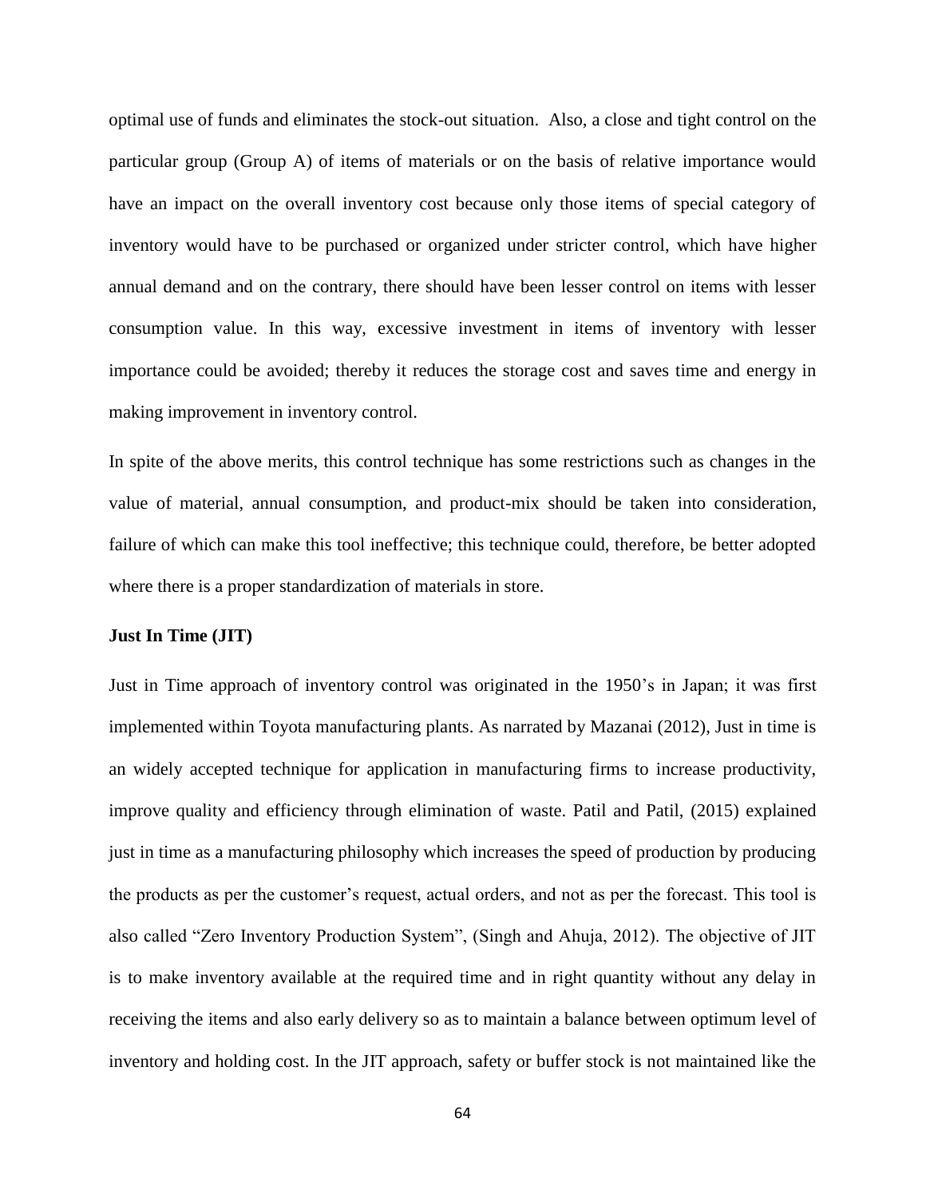optimal use of funds and eliminates the stock-out situation. Also, a close and tight control on the particular group (Group A) of items of materials or on the basis of relative importance would have an impact on the overall inventory cost because only those items of special category of inventory would have to be purchased or organized under stricter control, which have higher annual demand and on the contrary, there should have been lesser control on items with lesser consumption value. In this way, excessive investment in items of inventory with lesser importance could be avoided; thereby it reduces the storage cost and saves time and energy in making improvement in inventory control.

In spite of the above merits, this control technique has some restrictions such as changes in the value of material, annual consumption, and product-mix should be taken into consideration, failure of which can make this tool ineffective; this technique could, therefore, be better adopted where there is a proper standardization of materials in store.

**Just In Time (JIT)**

Just in Time approach of inventory control was originated in the 1950's in Japan; it was first implemented within Toyota manufacturing plants. As narrated by Mazanai (2012), Just in time is an widely accepted technique for application in manufacturing firms to increase productivity, improve quality and efficiency through elimination of waste. Patil and Patil, (2015) explained just in time as a manufacturing philosophy which increases the speed of production by producing the products as per the customer's request, actual orders, and not as per the forecast. This tool is also called "Zero Inventory Production System", (Singh and Ahuja, 2012). The objective of JIT is to make inventory available at the required time and in right quantity without any delay in receiving the items and also early delivery so as to maintain a balance between optimum level of inventory and holding cost. In the JIT approach, safety or buffer stock is not maintained like the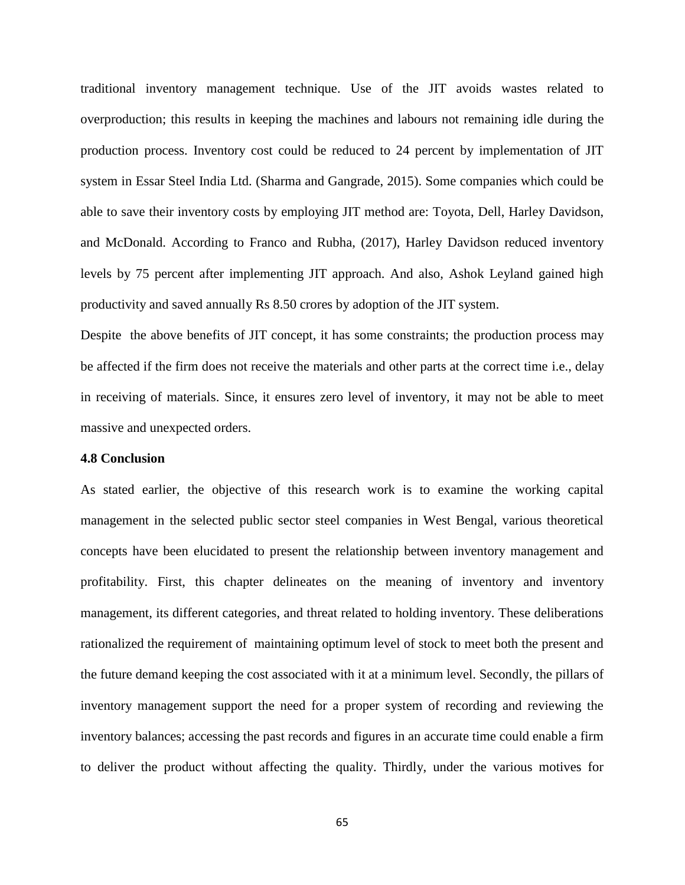traditional inventory management technique. Use of the JIT avoids wastes related to overproduction; this results in keeping the machines and labours not remaining idle during the production process. Inventory cost could be reduced to 24 percent by implementation of JIT system in Essar Steel India Ltd. (Sharma and Gangrade, 2015). Some companies which could be able to save their inventory costs by employing JIT method are: Toyota, Dell, Harley Davidson, and McDonald. According to Franco and Rubha, (2017), Harley Davidson reduced inventory levels by 75 percent after implementing JIT approach. And also, Ashok Leyland gained high productivity and saved annually Rs 8.50 crores by adoption of the JIT system.

Despite the above benefits of JIT concept, it has some constraints; the production process may be affected if the firm does not receive the materials and other parts at the correct time i.e., delay in receiving of materials. Since, it ensures zero level of inventory, it may not be able to meet massive and unexpected orders.

### 4.8 Conclusion

As stated earlier, the objective of this research work is to examine the working capital management in the selected public sector steel companies in West Bengal, various theoretical concepts have been elucidated to present the relationship between inventory management and profitability. First, this chapter delineates on the meaning of inventory and inventory management, its different categories, and threat related to holding inventory. These deliberations rationalized the requirement of maintaining optimum level of stock to meet both the present and the future demand keeping the cost associated with it at a minimum level. Secondly, the pillars of inventory management support the need for a proper system of recording and reviewing the inventory balances; accessing the past records and figures in an accurate time could enable a firm to deliver the product without affecting the quality. Thirdly, under the various motives for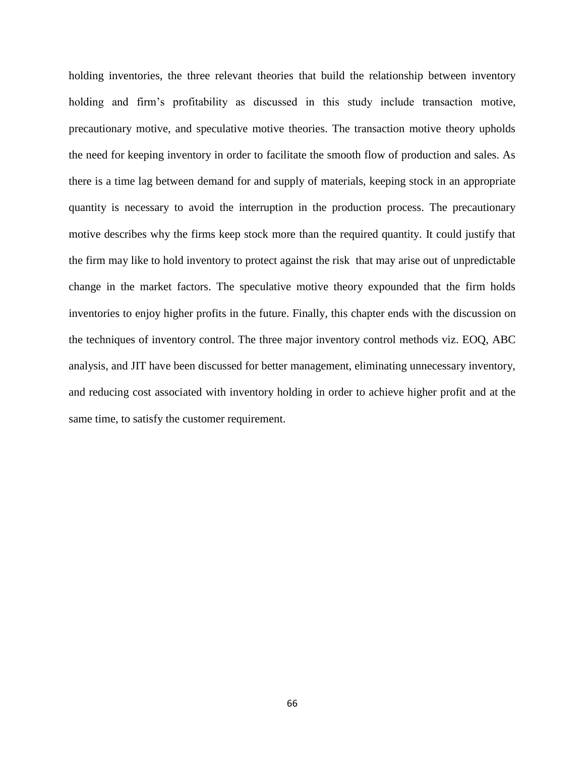holding inventories, the three relevant theories that build the relationship between inventory holding and firm's profitability as discussed in this study include transaction motive, precautionary motive, and speculative motive theories. The transaction motive theory upholds the need for keeping inventory in order to facilitate the smooth flow of production and sales. As there is a time lag between demand for and supply of materials, keeping stock in an appropriate quantity is necessary to avoid the interruption in the production process. The precautionary motive describes why the firms keep stock more than the required quantity. It could justify that the firm may like to hold inventory to protect against the risk that may arise out of unpredictable change in the market factors. The speculative motive theory expounded that the firm holds inventories to enjoy higher profits in the future. Finally, this chapter ends with the discussion on the techniques of inventory control. The three major inventory control methods viz. EOQ, ABC analysis, and JIT have been discussed for better management, eliminating unnecessary inventory, and reducing cost associated with inventory holding in order to achieve higher profit and at the same time, to satisfy the customer requirement.